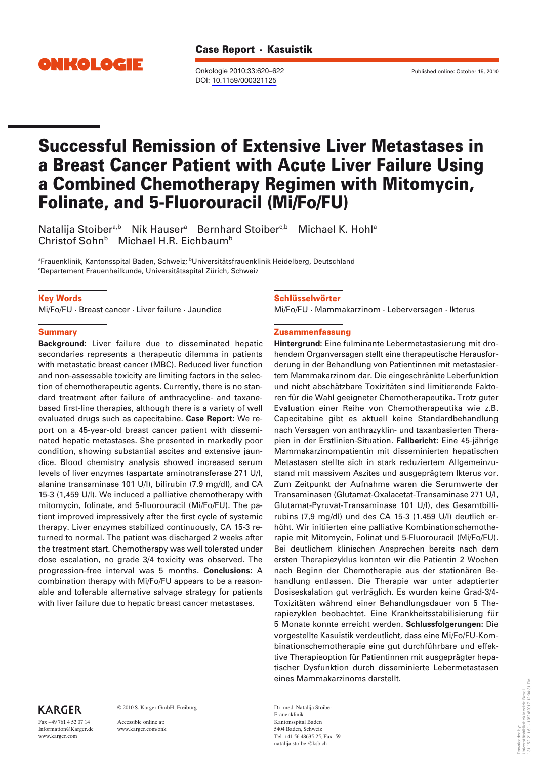Case Report · Kasuistik

Onkologie 2010;33:620–622
DOI: 10.1159/000321125

Published online: October 15, 2010

# Successful Remission of Extensive Liver Metastases in a Breast Cancer Patient with Acute Liver Failure Using a Combined Chemotherapy Regimen with Mitomycin, Folinate, and 5-Fluorouracil (Mi/Fo/FU)

Natalija Stoiber[a,b] Nik Hauser[a] Bernhard Stoiber[c,b] Michael K. Hohl[a] Christof Sohn[b] Michael H.R. Eichbaum[b]

[a]Frauenklinik, Kantonsspital Baden, Schweiz; [b]Universitätsfrauenklinik Heidelberg, Deutschland
[c]Departement Frauenheilkunde, Universitätsspital Zürich, Schweiz

## Key Words

Mi/Fo/FU · Breast cancer · Liver failure · Jaundice

## Summary

**Background**: Liver failure due to disseminated hepatic secondaries represents a therapeutic dilemma in patients with metastatic breast cancer (MBC). Reduced liver function and non-assessable toxicity are limiting factors in the selection of chemotherapeutic agents. Currently, there is no standard treatment after failure of anthracycline- and taxane-based first-line therapies, although there is a variety of well evaluated drugs such as capecitabine. **Case Report**: We report on a 45-year-old breast cancer patient with disseminated hepatic metastases. She presented in markedly poor condition, showing substantial ascites and extensive jaundice. Blood chemistry analysis showed increased serum levels of liver enzymes (aspartate aminotransferase 271 U/l, alanine transaminase 101 U/l), bilirubin (7.9 mg/dl), and CA 15-3 (1,459 U/l). We induced a palliative chemotherapy with mitomycin, folinate, and 5-fluorouracil (Mi/Fo/FU). The patient improved impressively after the first cycle of systemic therapy. Liver enzymes stabilized continuously, CA 15-3 returned to normal. The patient was discharged 2 weeks after the treatment start. Chemotherapy was well tolerated under dose escalation, no grade 3/4 toxicity was observed. The progression-free interval was 5 months. **Conclusions**: A combination therapy with Mi/Fo/FU appears to be a reasonable and tolerable alternative salvage strategy for patients with liver failure due to hepatic breast cancer metastases.

## Schlüsselwörter

Mi/Fo/FU · Mammakarzinom · Leberversagen · Ikterus

## Zusammenfassung

**Hintergrund**: Eine fulminante Lebermetastasierung mit drohendem Organversagen stellt eine therapeutische Herausforderung in der Behandlung von Patientinnen mit metastasiertem Mammakarzinom dar. Die eingeschränkte Leberfunktion und nicht abschätzbare Toxizitäten sind limitierende Faktoren für die Wahl geeigneter Chemotherapeutika. Trotz guter Evaluation einer Reihe von Chemotherapeutika wie z.B. Capecitabine gibt es aktuell keine Standardbehandlung nach Versagen von anthrazyklin- und taxanbasierten Therapien in der Erstlinien-Situation. **Fallbericht**: Eine 45-jährige Mammakarzinompatientin mit disseminierten hepatischen Metastasen stellte sich in stark reduziertem Allgemeinzustand mit massivem Aszites und ausgeprägtem Ikterus vor. Zum Zeitpunkt der Aufnahme waren die Serumwerte der Transaminasen (Glutamat-Oxalacetat-Transaminase 271 U/l, Glutamat-Pyruvat-Transaminase 101 U/l), des Gesamtbillirubins (7,9 mg/dl) und des CA 15-3 (1.459 U/l) deutlich erhöht. Wir initiierten eine palliative Kombinationschemotherapie mit Mitomycin, Folinat und 5-Fluorouracil (Mi/Fo/FU). Bei deutlichem klinischen Ansprechen bereits nach dem ersten Therapiezyklus konnten wir die Patientin 2 Wochen nach Beginn der Chemotherapie aus der stationären Behandlung entlassen. Die Therapie war unter adaptierter Dosiseskalation gut verträglich. Es wurden keine Grad-3/4-Toxizitäten während einer Behandlungsdauer von 5 Therapiezyklen beobachtet. Eine Krankheitsstabilisierung für 5 Monate konnte erreicht werden. **Schlussfolgerungen**: Die vorgestellte Kasuistik verdeutlicht, dass eine Mi/Fo/FU-Kombinationschemotherapie eine gut durchführbare und effektive Therapieoption für Patientinnen mit ausgeprägter hepatischer Dysfunktion durch disseminierte Lebermetastasen eines Mammakarzinoms darstellt.

KARGER
Fax +49 761 4 52 07 14
Information@Karger.de
www.karger.com

© 2010 S. Karger GmbH, Freiburg

Accessible online at:
www.karger.com/onk

Dr. med. Natalija Stoiber
Frauenklinik
Kantonsspital Baden
5404 Baden, Schweiz
Tel. +41 56 48635-25, Fax -59
natalija.stoiber@ksb.ch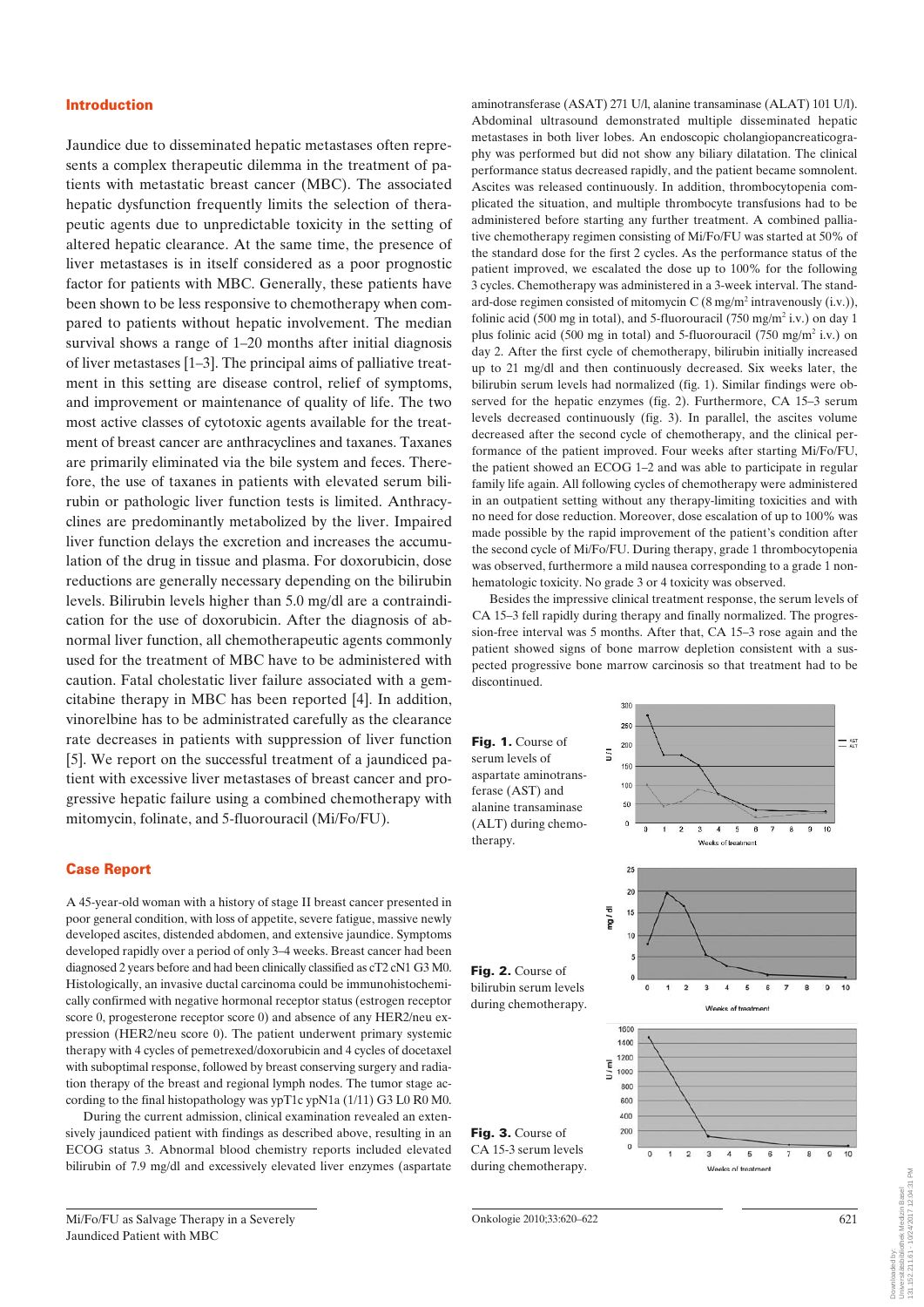## Introduction

Jaundice due to disseminated hepatic metastases often represents a complex therapeutic dilemma in the treatment of patients with metastatic breast cancer (MBC). The associated hepatic dysfunction frequently limits the selection of therapeutic agents due to unpredictable toxicity in the setting of altered hepatic clearance. At the same time, the presence of liver metastases is in itself considered as a poor prognostic factor for patients with MBC. Generally, these patients have been shown to be less responsive to chemotherapy when compared to patients without hepatic involvement. The median survival shows a range of 1–20 months after initial diagnosis of liver metastases [1–3]. The principal aims of palliative treatment in this setting are disease control, relief of symptoms, and improvement or maintenance of quality of life. The two most active classes of cytotoxic agents available for the treatment of breast cancer are anthracyclines and taxanes. Taxanes are primarily eliminated via the bile system and feces. Therefore, the use of taxanes in patients with elevated serum bilirubin or pathologic liver function tests is limited. Anthracyclines are predominantly metabolized by the liver. Impaired liver function delays the excretion and increases the accumulation of the drug in tissue and plasma. For doxorubicin, dose reductions are generally necessary depending on the bilirubin levels. Bilirubin levels higher than 5.0 mg/dl are a contraindication for the use of doxorubicin. After the diagnosis of abnormal liver function, all chemotherapeutic agents commonly used for the treatment of MBC have to be administered with caution. Fatal cholestatic liver failure associated with a gemcitabine therapy in MBC has been reported [4]. In addition, vinorelbine has to be administrated carefully as the clearance rate decreases in patients with suppression of liver function [5]. We report on the successful treatment of a jaundiced patient with excessive liver metastases of breast cancer and progressive hepatic failure using a combined chemotherapy with mitomycin, folinate, and 5-fluorouracil (Mi/Fo/FU).

## Case Report

A 45-year-old woman with a history of stage II breast cancer presented in poor general condition, with loss of appetite, severe fatigue, massive newly developed ascites, distended abdomen, and extensive jaundice. Symptoms developed rapidly over a period of only 3–4 weeks. Breast cancer had been diagnosed 2 years before and had been clinically classified as cT2 cN1 G3 M0. Histologically, an invasive ductal carcinoma could be immunohistochemically confirmed with negative hormonal receptor status (estrogen receptor score 0, progesterone receptor score 0) and absence of any HER2/neu expression (HER2/neu score 0). The patient underwent primary systemic therapy with 4 cycles of pemetrexed/doxorubicin and 4 cycles of docetaxel with suboptimal response, followed by breast conserving surgery and radiation therapy of the breast and regional lymph nodes. The tumor stage according to the final histopathology was ypT1c ypN1a (1/11) G3 L0 R0 M0.

During the current admission, clinical examination revealed an extensively jaundiced patient with findings as described above, resulting in an ECOG status 3. Abnormal blood chemistry reports included elevated bilirubin of 7.9 mg/dl and excessively elevated liver enzymes (aspartate aminotransferase (ASAT) 271 U/l, alanine transaminase (ALAT) 101 U/l). Abdominal ultrasound demonstrated multiple disseminated hepatic metastases in both liver lobes. An endoscopic cholangiopancreaticography was performed but did not show any biliary dilatation. The clinical performance status decreased rapidly, and the patient became somnolent. Ascites was released continuously. In addition, thrombocytopenia complicated the situation, and multiple thrombocyte transfusions had to be administered before starting any further treatment. A combined palliative chemotherapy regimen consisting of Mi/Fo/FU was started at 50% of the standard dose for the first 2 cycles. As the performance status of the patient improved, we escalated the dose up to 100% for the following 3 cycles. Chemotherapy was administered in a 3-week interval. The standard-dose regimen consisted of mitomycin C (8 mg/m$^2$ intravenously (i.v.)), folinic acid (500 mg in total), and 5-fluorouracil (750 mg/m$^2$ i.v.) on day 1 plus folinic acid (500 mg in total) and 5-fluorouracil (750 mg/m$^2$ i.v.) on day 2. After the first cycle of chemotherapy, bilirubin initially increased up to 21 mg/dl and then continuously decreased. Six weeks later, the bilirubin serum levels had normalized (fig. 1). Similar findings were observed for the hepatic enzymes (fig. 2). Furthermore, CA 15–3 serum levels decreased continuously (fig. 3). In parallel, the ascites volume decreased after the second cycle of chemotherapy, and the clinical performance of the patient improved. Four weeks after starting Mi/Fo/FU, the patient showed an ECOG 1–2 and was able to participate in regular family life again. All following cycles of chemotherapy were administered in an outpatient setting without any therapy-limiting toxicities and with no need for dose reduction. Moreover, dose escalation of up to 100% was made possible by the rapid improvement of the patient's condition after the second cycle of Mi/Fo/FU. During therapy, grade 1 thrombocytopenia was observed, furthermore a mild nausea corresponding to a grade 1 nonhematologic toxicity. No grade 3 or 4 toxicity was observed.

Besides the impressive clinical treatment response, the serum levels of CA 15–3 fell rapidly during therapy and finally normalized. The progression-free interval was 5 months. After that, CA 15–3 rose again and the patient showed signs of bone marrow depletion consistent with a suspected progressive bone marrow carcinosis so that treatment had to be discontinued.

**Fig. 1.** Course of serum levels of aspartate aminotransferase (AST) and alanine transaminase (ALT) during chemotherapy.

**Fig. 2.** Course of bilirubin serum levels during chemotherapy.

**Fig. 3.** Course of CA 15-3 serum levels during chemotherapy.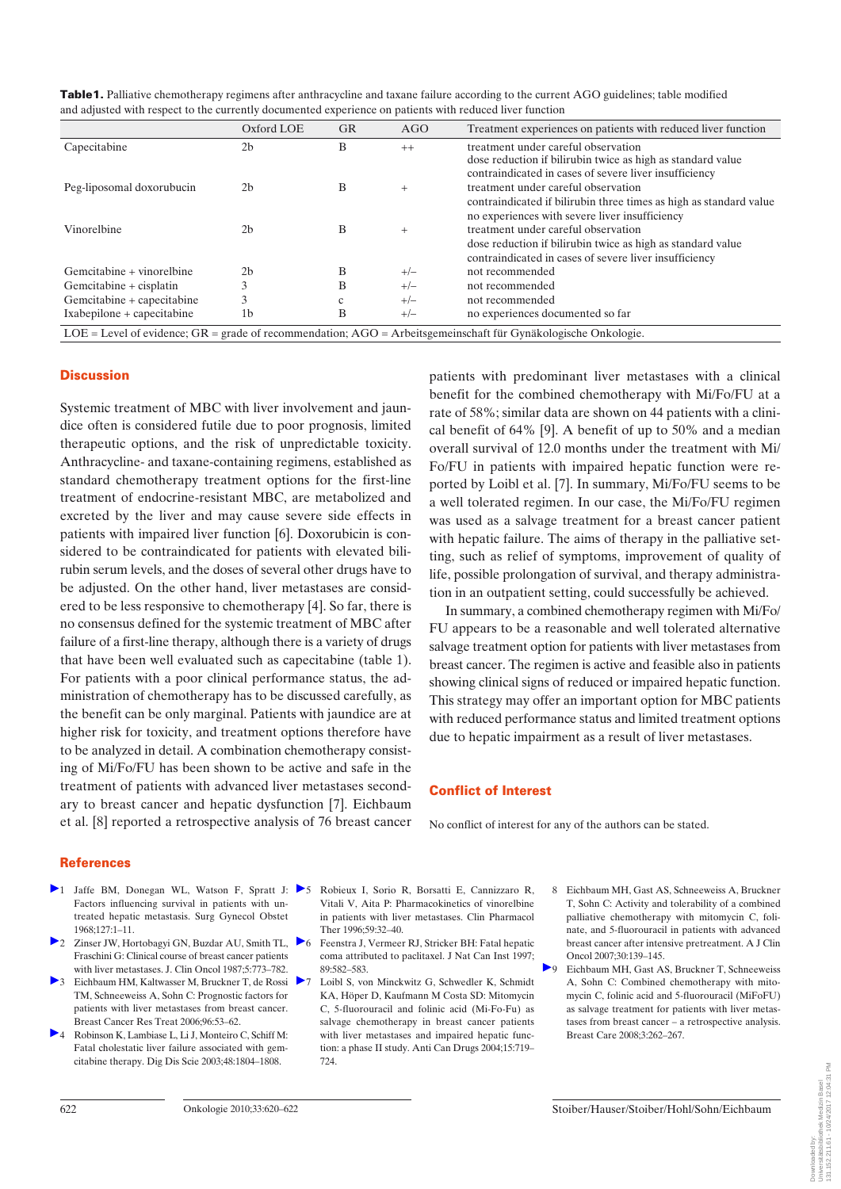**Table1.** Palliative chemotherapy regimens after anthracycline and taxane failure according to the current AGO guidelines; table modified and adjusted with respect to the currently documented experience on patients with reduced liver function

| | Oxford LOE | GR | AGO | Treatment experiences on patients with reduced liver function |
|---|---|---|---|---|
| Capecitabine | 2b | B | ++ | treatment under careful observation<br>dose reduction if bilirubin twice as high as standard value<br>contraindicated in cases of severe liver insufficiency |
| Peg-liposomal doxorubucin | 2b | B | + | treatment under careful observation<br>contraindicated if bilirubin three times as high as standard value<br>no experiences with severe liver insufficiency |
| Vinorelbine | 2b | B | + | treatment under careful observation<br>dose reduction if bilirubin twice as high as standard value<br>contraindicated in cases of severe liver insufficiency |
| Gemcitabine + vinorelbine | 2b | B | +/– | not recommended |
| Gemcitabine + cisplatin | 3 | B | +/– | not recommended |
| Gemcitabine + capecitabine | 3 | c | +/– | not recommended |
| Ixabepilone + capecitabine | 1b | B | +/– | no experiences documented so far |

LOE = Level of evidence; GR = grade of recommendation; AGO = Arbeitsgemeinschaft für Gynäkologische Onkologie.

## Discussion

Systemic treatment of MBC with liver involvement and jaundice often is considered futile due to poor prognosis, limited therapeutic options, and the risk of unpredictable toxicity. Anthracycline- and taxane-containing regimens, established as standard chemotherapy treatment options for the first-line treatment of endocrine-resistant MBC, are metabolized and excreted by the liver and may cause severe side effects in patients with impaired liver function [6]. Doxorubicin is considered to be contraindicated for patients with elevated bilirubin serum levels, and the doses of several other drugs have to be adjusted. On the other hand, liver metastases are considered to be less responsive to chemotherapy [4]. So far, there is no consensus defined for the systemic treatment of MBC after failure of a first-line therapy, although there is a variety of drugs that have been well evaluated such as capecitabine (table 1). For patients with a poor clinical performance status, the administration of chemotherapy has to be discussed carefully, as the benefit can be only marginal. Patients with jaundice are at higher risk for toxicity, and treatment options therefore have to be analyzed in detail. A combination chemotherapy consisting of Mi/Fo/FU has been shown to be active and safe in the treatment of patients with advanced liver metastases secondary to breast cancer and hepatic dysfunction [7]. Eichbaum et al. [8] reported a retrospective analysis of 76 breast cancer patients with predominant liver metastases with a clinical benefit for the combined chemotherapy with Mi/Fo/FU at a rate of 58%; similar data are shown on 44 patients with a clinical benefit of 64% [9]. A benefit of up to 50% and a median overall survival of 12.0 months under the treatment with Mi/Fo/FU in patients with impaired hepatic function were reported by Loibl et al. [7]. In summary, Mi/Fo/FU seems to be a well tolerated regimen. In our case, the Mi/Fo/FU regimen was used as a salvage treatment for a breast cancer patient with hepatic failure. The aims of therapy in the palliative setting, such as relief of symptoms, improvement of quality of life, possible prolongation of survival, and therapy administration in an outpatient setting, could successfully be achieved.

In summary, a combined chemotherapy regimen with Mi/Fo/FU appears to be a reasonable and well tolerated alternative salvage treatment option for patients with liver metastases from breast cancer. The regimen is active and feasible also in patients showing clinical signs of reduced or impaired hepatic function. This strategy may offer an important option for MBC patients with reduced performance status and limited treatment options due to hepatic impairment as a result of liver metastases.

## Conflict of Interest

No conflict of interest for any of the authors can be stated.

## References

1. Jaffe BM, Donegan WL, Watson F, Spratt J: Factors influencing survival in patients with untreated hepatic metastasis. Surg Gynecol Obstet 1968;127:1–11.
2. Zinser JW, Hortobagyi GN, Buzdar AU, Smith TL, Fraschini G: Clinical course of breast cancer patients with liver metastases. J. Clin Oncol 1987;5:773–782.
3. Eichbaum HM, Kaltwasser M, Bruckner T, de Rossi TM, Schneeweiss A, Sohn C: Prognostic factors for patients with liver metastases from breast cancer. Breast Cancer Res Treat 2006;96:53–62.
4. Robinson K, Lambiase L, Li J, Monteiro C, Schiff M: Fatal cholestatic liver failure associated with gemcitabine therapy. Dig Dis Scie 2003;48:1804–1808.
5. Robieux I, Sorio R, Borsatti E, Cannizzaro R, Vitali V, Aita P: Pharmacokinetics of vinorelbine in patients with liver metastases. Clin Pharmacol Ther 1996;59:32–40.
6. Feenstra J, Vermeer RJ, Stricker BH: Fatal hepatic coma attributed to paclitaxel. J Nat Can Inst 1997; 89:582–583.
7. Loibl S, von Minckwitz G, Schwedler K, Schmidt KA, Höper D, Kaufmann M Costa SD: Mitomycin C, 5-fluorouracil and folinic acid (Mi-Fo-Fu) as salvage chemotherapy in breast cancer patients with liver metastases and impaired hepatic function: a phase II study. Anti Can Drugs 2004;15:719–724.
8. Eichbaum MH, Gast AS, Schneeweiss A, Bruckner T, Sohn C: Activity and tolerability of a combined palliative chemotherapy with mitomycin C, folinate, and 5-fluorouracil in patients with advanced breast cancer after intensive pretreatment. A J Clin Oncol 2007;30:139–145.
9. Eichbaum MH, Gast AS, Bruckner T, Schneeweiss A, Sohn C: Combined chemotherapy with mitomycin C, folinic acid and 5-fluorouracil (MiFoFU) as salvage treatment for patients with liver metastases from breast cancer – a retrospective analysis. Breast Care 2008;3:262–267.